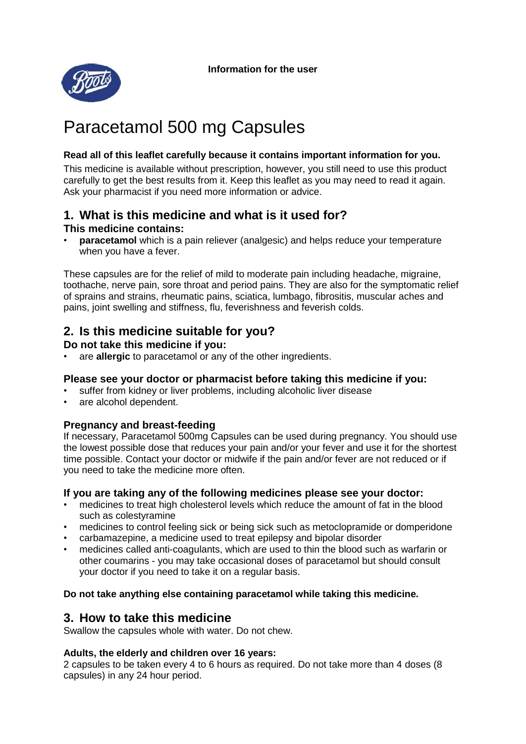**Information for the user**

# Paracetamol 500 mg Capsules

**Read all of this leaflet carefully because it contains important information for you.**

This medicine is available without prescription, however, you still need to use this product carefully to get the best results from it. Keep this leaflet as you may need to read it again. Ask your pharmacist if you need more information or advice.

## 1. What is this medicine and what is it used for?

### This medicine contains:

- **paracetamol** which is a pain reliever (analgesic) and helps reduce your temperature when you have a fever.

These capsules are for the relief of mild to moderate pain including headache, migraine, toothache, nerve pain, sore throat and period pains. They are also for the symptomatic relief of sprains and strains, rheumatic pains, sciatica, lumbago, fibrositis, muscular aches and pains, joint swelling and stiffness, flu, feverishness and feverish colds.

## 2. Is this medicine suitable for you?

### Do not take this medicine if you:

- are **allergic** to paracetamol or any of the other ingredients.

### Please see your doctor or pharmacist before taking this medicine if you:

- suffer from kidney or liver problems, including alcoholic liver disease
- are alcohol dependent.

### Pregnancy and breast-feeding

If necessary, Paracetamol 500mg Capsules can be used during pregnancy. You should use the lowest possible dose that reduces your pain and/or your fever and use it for the shortest time possible. Contact your doctor or midwife if the pain and/or fever are not reduced or if you need to take the medicine more often.

### If you are taking any of the following medicines please see your doctor:

- medicines to treat high cholesterol levels which reduce the amount of fat in the blood such as colestyramine
- medicines to control feeling sick or being sick such as metoclopramide or domperidone
- carbamazepine, a medicine used to treat epilepsy and bipolar disorder
- medicines called anti-coagulants, which are used to thin the blood such as warfarin or other coumarins - you may take occasional doses of paracetamol but should consult your doctor if you need to take it on a regular basis.

**Do not take anything else containing paracetamol while taking this medicine.**

## 3. How to take this medicine

Swallow the capsules whole with water. Do not chew.

**Adults, the elderly and children over 16 years:**

2 capsules to be taken every 4 to 6 hours as required. Do not take more than 4 doses (8 capsules) in any 24 hour period.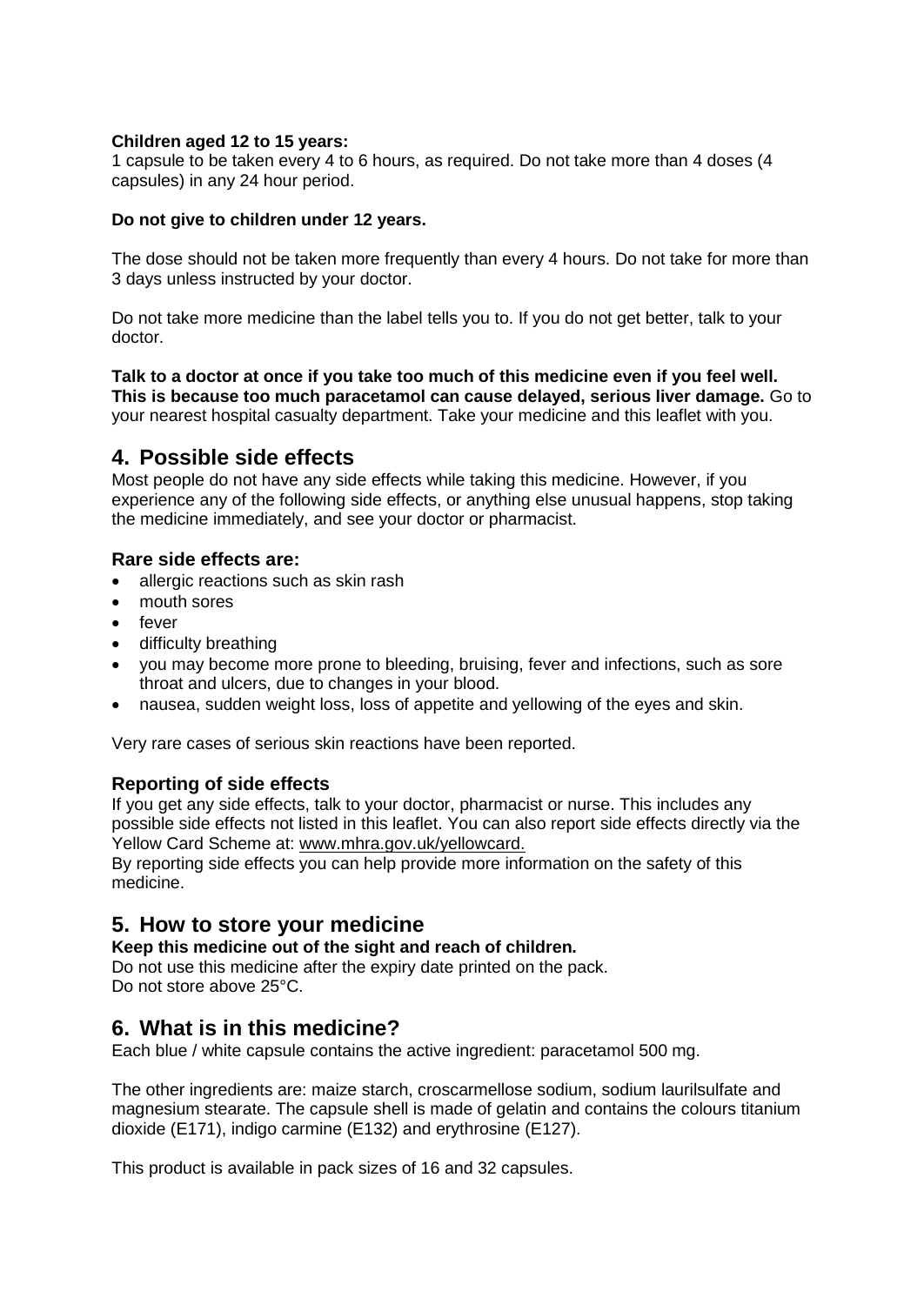**Children aged 12 to 15 years:**
1 capsule to be taken every 4 to 6 hours, as required. Do not take more than 4 doses (4 capsules) in any 24 hour period.

**Do not give to children under 12 years.**

The dose should not be taken more frequently than every 4 hours. Do not take for more than 3 days unless instructed by your doctor.

Do not take more medicine than the label tells you to. If you do not get better, talk to your doctor.

**Talk to a doctor at once if you take too much of this medicine even if you feel well. This is because too much paracetamol can cause delayed, serious liver damage.** Go to your nearest hospital casualty department. Take your medicine and this leaflet with you.

## 4. Possible side effects

Most people do not have any side effects while taking this medicine. However, if you experience any of the following side effects, or anything else unusual happens, stop taking the medicine immediately, and see your doctor or pharmacist.

### Rare side effects are:

- allergic reactions such as skin rash
- mouth sores
- fever
- difficulty breathing
- you may become more prone to bleeding, bruising, fever and infections, such as sore throat and ulcers, due to changes in your blood.
- nausea, sudden weight loss, loss of appetite and yellowing of the eyes and skin.

Very rare cases of serious skin reactions have been reported.

### Reporting of side effects

If you get any side effects, talk to your doctor, pharmacist or nurse. This includes any possible side effects not listed in this leaflet. You can also report side effects directly via the Yellow Card Scheme at: www.mhra.gov.uk/yellowcard.
By reporting side effects you can help provide more information on the safety of this medicine.

## 5. How to store your medicine

**Keep this medicine out of the sight and reach of children.**
Do not use this medicine after the expiry date printed on the pack.
Do not store above 25°C.

## 6. What is in this medicine?

Each blue / white capsule contains the active ingredient: paracetamol 500 mg.

The other ingredients are: maize starch, croscarmellose sodium, sodium laurilsulfate and magnesium stearate. The capsule shell is made of gelatin and contains the colours titanium dioxide (E171), indigo carmine (E132) and erythrosine (E127).

This product is available in pack sizes of 16 and 32 capsules.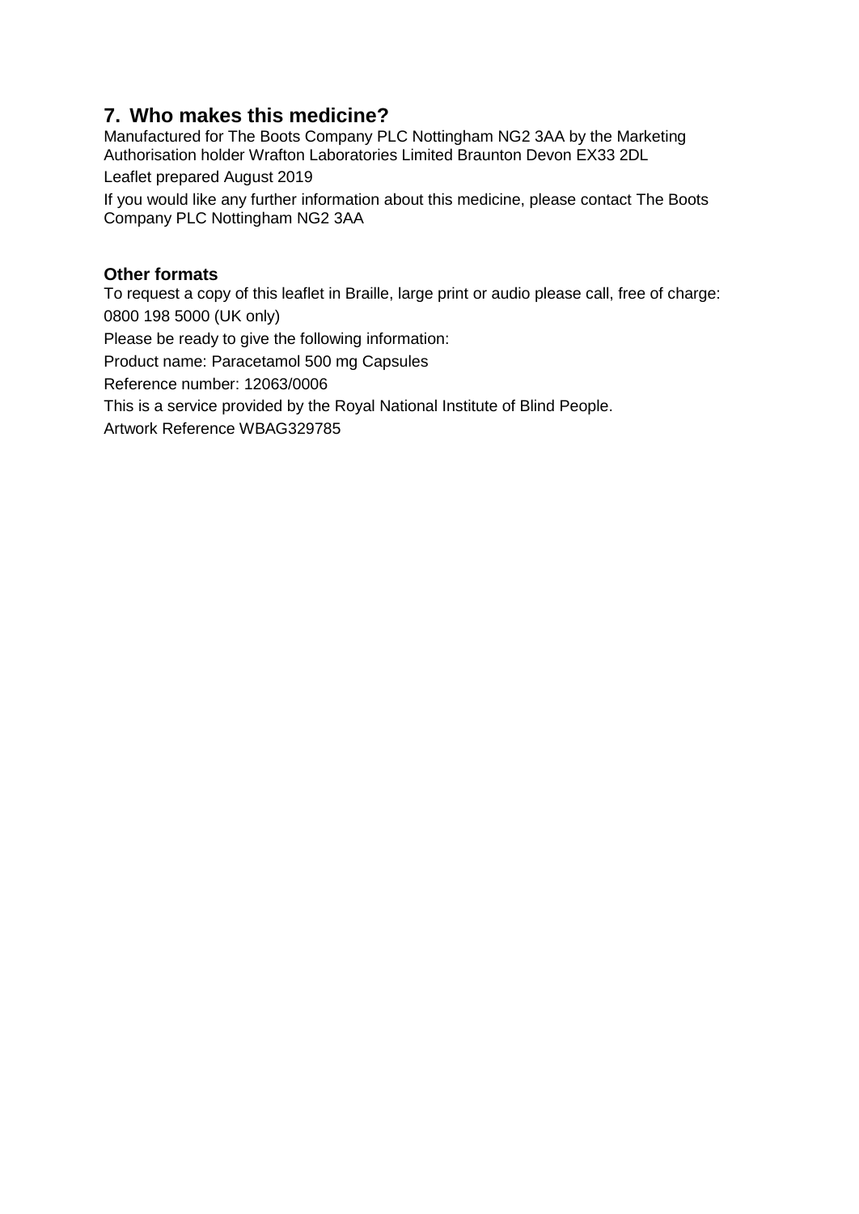## 7. Who makes this medicine?

Manufactured for The Boots Company PLC Nottingham NG2 3AA by the Marketing Authorisation holder Wrafton Laboratories Limited Braunton Devon EX33 2DL

Leaflet prepared August 2019

If you would like any further information about this medicine, please contact The Boots Company PLC Nottingham NG2 3AA

### Other formats

To request a copy of this leaflet in Braille, large print or audio please call, free of charge:

0800 198 5000 (UK only)

Please be ready to give the following information:

Product name: Paracetamol 500 mg Capsules

Reference number: 12063/0006

This is a service provided by the Royal National Institute of Blind People.

Artwork Reference WBAG329785